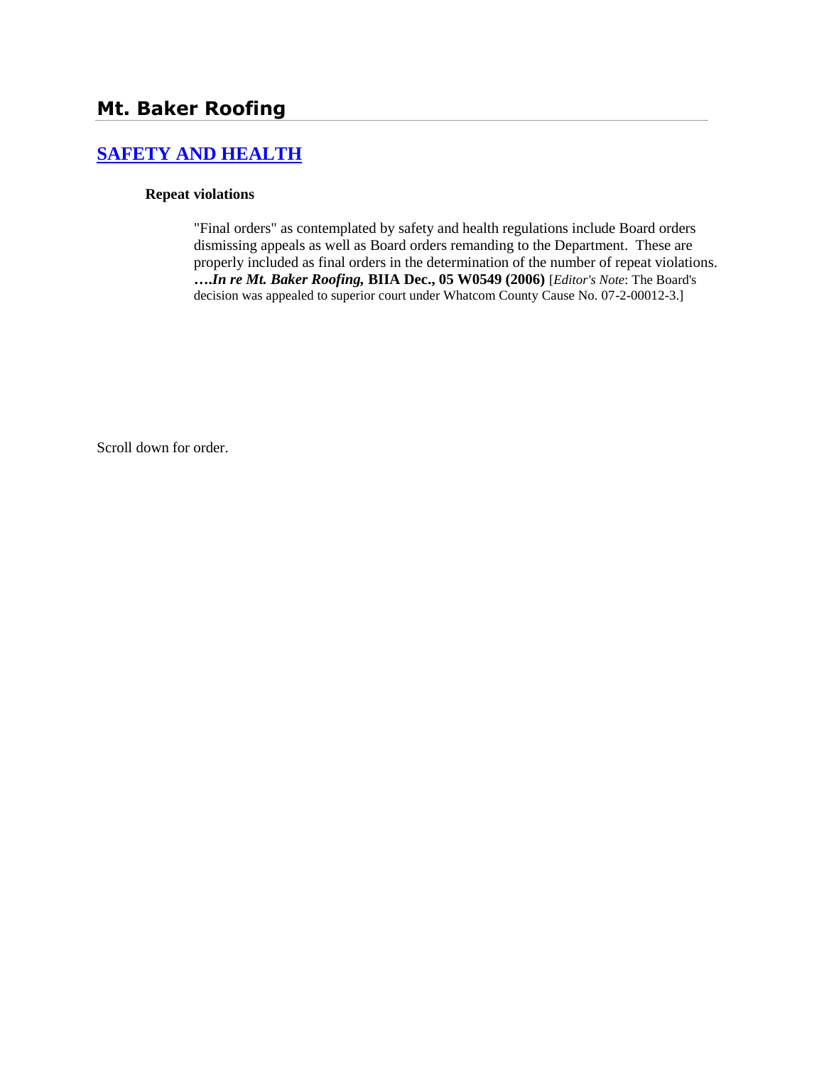# Mt. Baker Roofing

## [SAFETY AND HEALTH]

### Repeat violations

"Final orders" as contemplated by safety and health regulations include Board orders dismissing appeals as well as Board orders remanding to the Department. These are properly included as final orders in the determination of the number of repeat violations. ***….In re Mt. Baker Roofing,* BIIA Dec., 05 W0549 (2006)** [*Editor's Note*: The Board's decision was appealed to superior court under Whatcom County Cause No. 07-2-00012-3.]

Scroll down for order.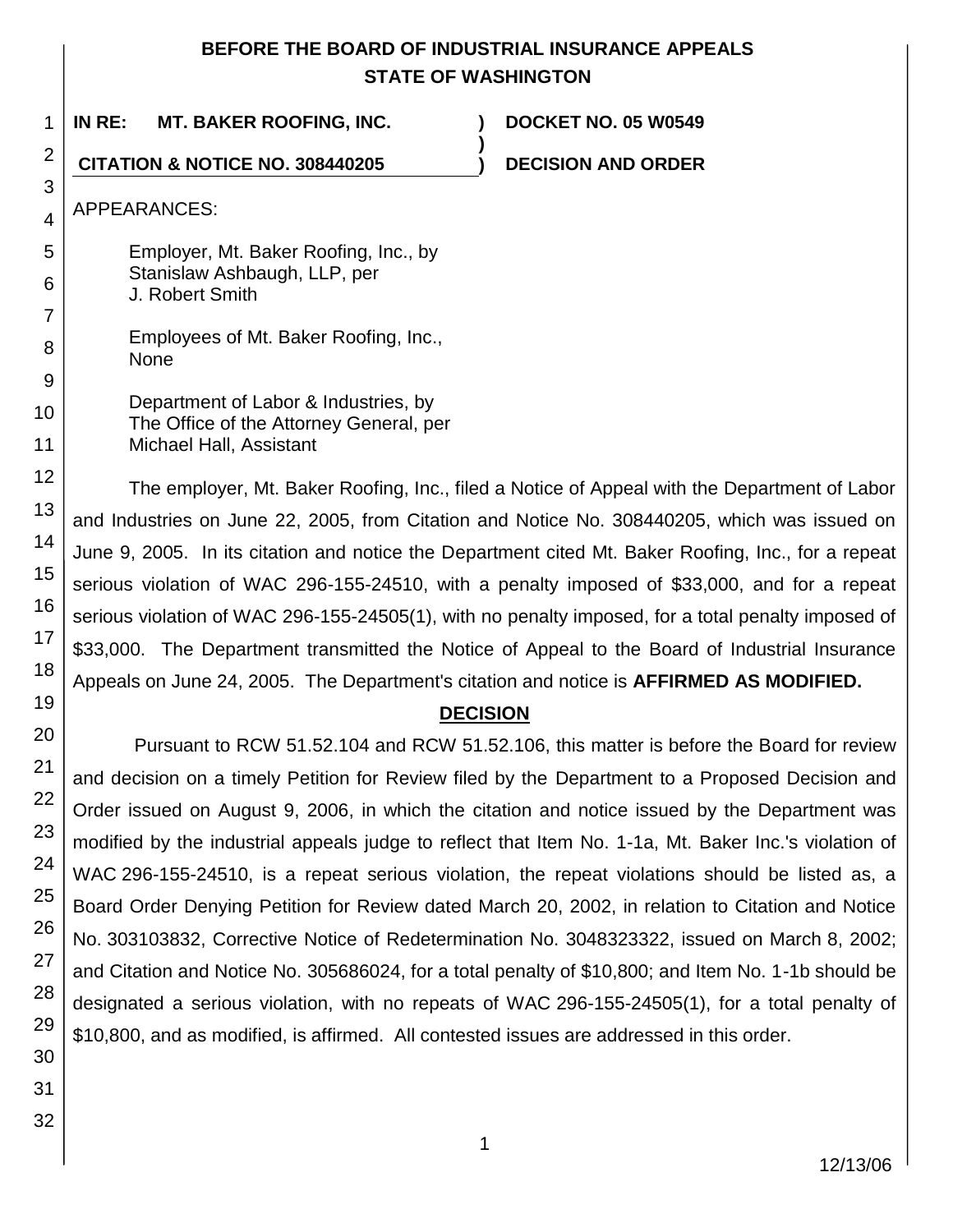**BEFORE THE BOARD OF INDUSTRIAL INSURANCE APPEALS**
**STATE OF WASHINGTON**

**IN RE: MT. BAKER ROOFING, INC.** ) **DOCKET NO. 05 W0549**
)
**CITATION & NOTICE NO. 308440205** ) **DECISION AND ORDER**

APPEARANCES:

Employer, Mt. Baker Roofing, Inc., by
Stanislaw Ashbaugh, LLP, per
J. Robert Smith

Employees of Mt. Baker Roofing, Inc.,
None

Department of Labor & Industries, by
The Office of the Attorney General, per
Michael Hall, Assistant

The employer, Mt. Baker Roofing, Inc., filed a Notice of Appeal with the Department of Labor and Industries on June 22, 2005, from Citation and Notice No. 308440205, which was issued on June 9, 2005. In its citation and notice the Department cited Mt. Baker Roofing, Inc., for a repeat serious violation of WAC 296-155-24510, with a penalty imposed of $33,000, and for a repeat serious violation of WAC 296-155-24505(1), with no penalty imposed, for a total penalty imposed of $33,000. The Department transmitted the Notice of Appeal to the Board of Industrial Insurance Appeals on June 24, 2005. The Department's citation and notice is **AFFIRMED AS MODIFIED.**

## DECISION

Pursuant to RCW 51.52.104 and RCW 51.52.106, this matter is before the Board for review and decision on a timely Petition for Review filed by the Department to a Proposed Decision and Order issued on August 9, 2006, in which the citation and notice issued by the Department was modified by the industrial appeals judge to reflect that Item No. 1-1a, Mt. Baker Inc.'s violation of WAC 296-155-24510, is a repeat serious violation, the repeat violations should be listed as, a Board Order Denying Petition for Review dated March 20, 2002, in relation to Citation and Notice No. 303103832, Corrective Notice of Redetermination No. 3048323322, issued on March 8, 2002; and Citation and Notice No. 305686024, for a total penalty of $10,800; and Item No. 1-1b should be designated a serious violation, with no repeats of WAC 296-155-24505(1), for a total penalty of $10,800, and as modified, is affirmed. All contested issues are addressed in this order.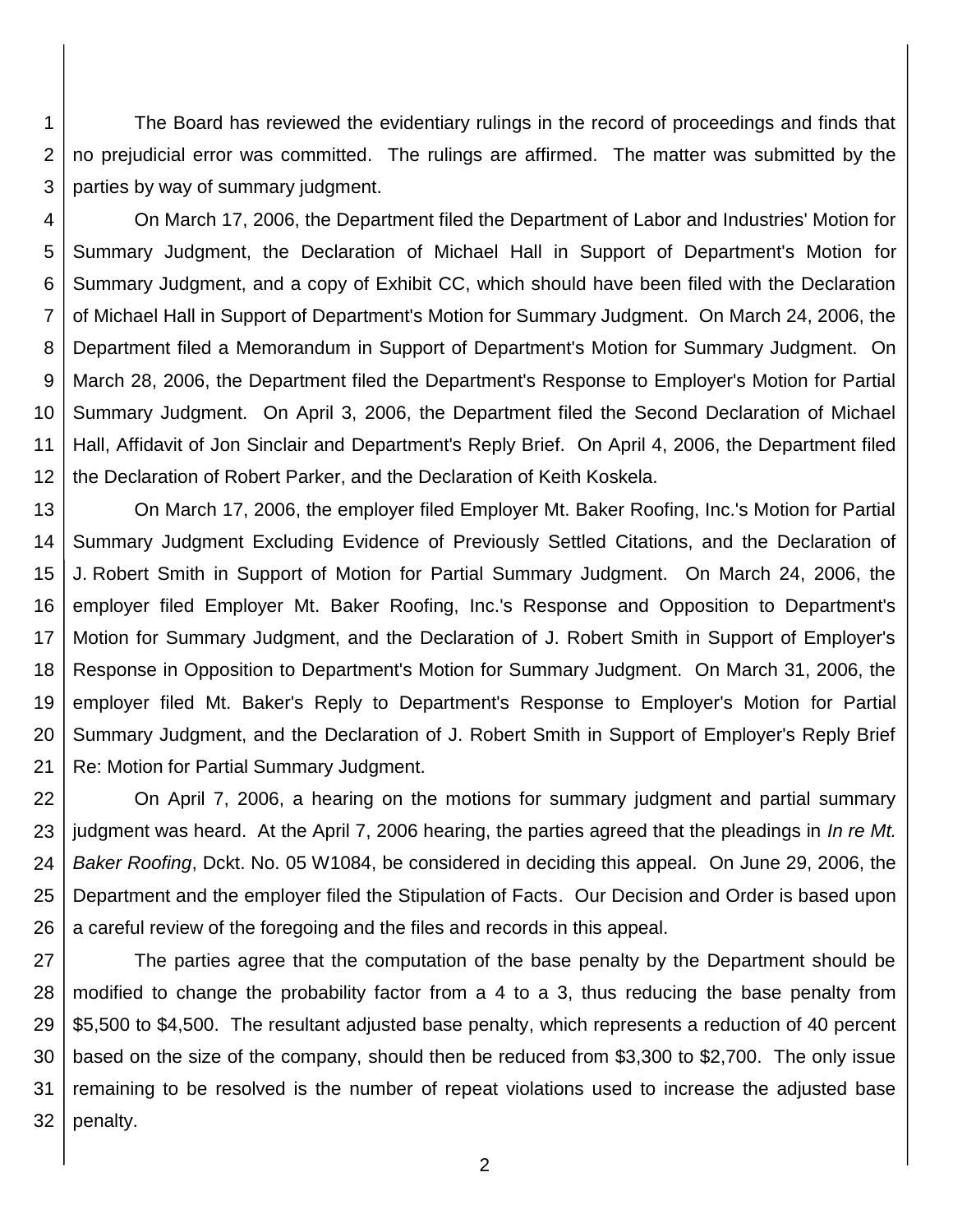The Board has reviewed the evidentiary rulings in the record of proceedings and finds that no prejudicial error was committed. The rulings are affirmed. The matter was submitted by the parties by way of summary judgment.

On March 17, 2006, the Department filed the Department of Labor and Industries' Motion for Summary Judgment, the Declaration of Michael Hall in Support of Department's Motion for Summary Judgment, and a copy of Exhibit CC, which should have been filed with the Declaration of Michael Hall in Support of Department's Motion for Summary Judgment. On March 24, 2006, the Department filed a Memorandum in Support of Department's Motion for Summary Judgment. On March 28, 2006, the Department filed the Department's Response to Employer's Motion for Partial Summary Judgment. On April 3, 2006, the Department filed the Second Declaration of Michael Hall, Affidavit of Jon Sinclair and Department's Reply Brief. On April 4, 2006, the Department filed the Declaration of Robert Parker, and the Declaration of Keith Koskela.

On March 17, 2006, the employer filed Employer Mt. Baker Roofing, Inc.'s Motion for Partial Summary Judgment Excluding Evidence of Previously Settled Citations, and the Declaration of J. Robert Smith in Support of Motion for Partial Summary Judgment. On March 24, 2006, the employer filed Employer Mt. Baker Roofing, Inc.'s Response and Opposition to Department's Motion for Summary Judgment, and the Declaration of J. Robert Smith in Support of Employer's Response in Opposition to Department's Motion for Summary Judgment. On March 31, 2006, the employer filed Mt. Baker's Reply to Department's Response to Employer's Motion for Partial Summary Judgment, and the Declaration of J. Robert Smith in Support of Employer's Reply Brief Re: Motion for Partial Summary Judgment.

On April 7, 2006, a hearing on the motions for summary judgment and partial summary judgment was heard. At the April 7, 2006 hearing, the parties agreed that the pleadings in *In re Mt. Baker Roofing*, Dckt. No. 05 W1084, be considered in deciding this appeal. On June 29, 2006, the Department and the employer filed the Stipulation of Facts. Our Decision and Order is based upon a careful review of the foregoing and the files and records in this appeal.

The parties agree that the computation of the base penalty by the Department should be modified to change the probability factor from a 4 to a 3, thus reducing the base penalty from $5,500 to $4,500. The resultant adjusted base penalty, which represents a reduction of 40 percent based on the size of the company, should then be reduced from $3,300 to $2,700. The only issue remaining to be resolved is the number of repeat violations used to increase the adjusted base penalty.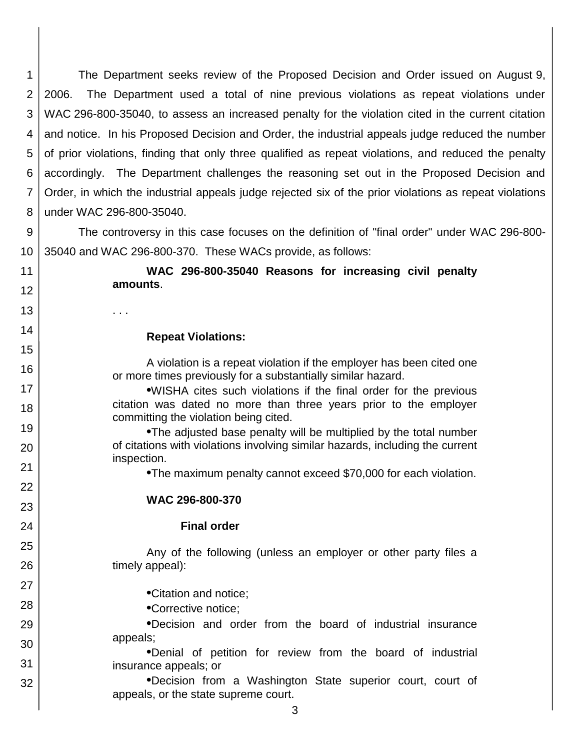The Department seeks review of the Proposed Decision and Order issued on August 9, 2006. The Department used a total of nine previous violations as repeat violations under WAC 296-800-35040, to assess an increased penalty for the violation cited in the current citation and notice. In his Proposed Decision and Order, the industrial appeals judge reduced the number of prior violations, finding that only three qualified as repeat violations, and reduced the penalty accordingly. The Department challenges the reasoning set out in the Proposed Decision and Order, in which the industrial appeals judge rejected six of the prior violations as repeat violations under WAC 296-800-35040.

The controversy in this case focuses on the definition of "final order" under WAC 296-800-35040 and WAC 296-800-370. These WACs provide, as follows:

> **WAC 296-800-35040 Reasons for increasing civil penalty amounts**.
>
> . . .
>
> **Repeat Violations:**
>
> A violation is a repeat violation if the employer has been cited one or more times previously for a substantially similar hazard.
>
> - WISHA cites such violations if the final order for the previous citation was dated no more than three years prior to the employer committing the violation being cited.
> - The adjusted base penalty will be multiplied by the total number of citations with violations involving similar hazards, including the current inspection.
> - The maximum penalty cannot exceed $70,000 for each violation.
>
> **WAC 296-800-370**
>
> **Final order**
>
> Any of the following (unless an employer or other party files a timely appeal):
>
> - Citation and notice;
> - Corrective notice;
> - Decision and order from the board of industrial insurance appeals;
> - Denial of petition for review from the board of industrial insurance appeals; or
> - Decision from a Washington State superior court, court of appeals, or the state supreme court.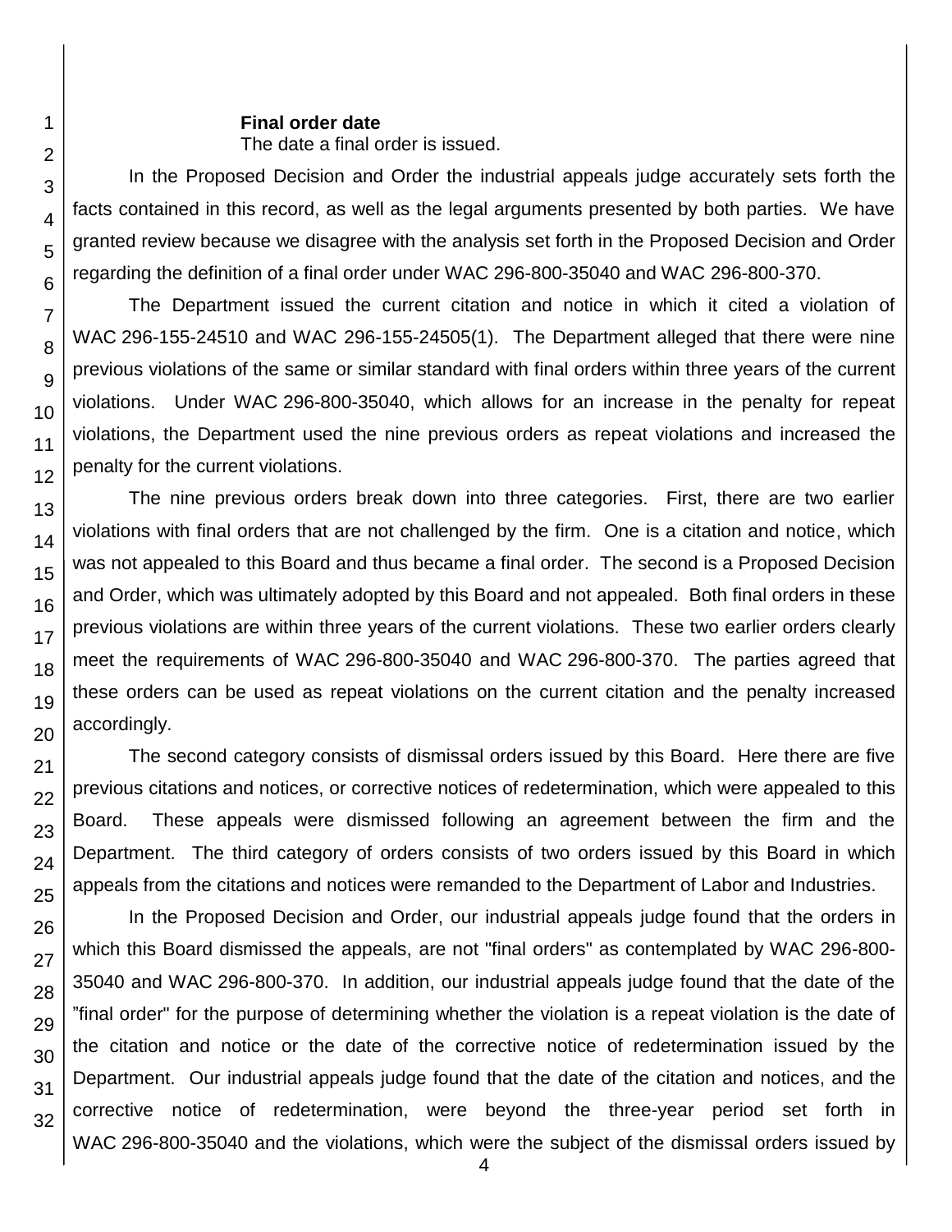**Final order date**

The date a final order is issued.

In the Proposed Decision and Order the industrial appeals judge accurately sets forth the facts contained in this record, as well as the legal arguments presented by both parties. We have granted review because we disagree with the analysis set forth in the Proposed Decision and Order regarding the definition of a final order under WAC 296-800-35040 and WAC 296-800-370.

The Department issued the current citation and notice in which it cited a violation of WAC 296-155-24510 and WAC 296-155-24505(1). The Department alleged that there were nine previous violations of the same or similar standard with final orders within three years of the current violations. Under WAC 296-800-35040, which allows for an increase in the penalty for repeat violations, the Department used the nine previous orders as repeat violations and increased the penalty for the current violations.

The nine previous orders break down into three categories. First, there are two earlier violations with final orders that are not challenged by the firm. One is a citation and notice, which was not appealed to this Board and thus became a final order. The second is a Proposed Decision and Order, which was ultimately adopted by this Board and not appealed. Both final orders in these previous violations are within three years of the current violations. These two earlier orders clearly meet the requirements of WAC 296-800-35040 and WAC 296-800-370. The parties agreed that these orders can be used as repeat violations on the current citation and the penalty increased accordingly.

The second category consists of dismissal orders issued by this Board. Here there are five previous citations and notices, or corrective notices of redetermination, which were appealed to this Board. These appeals were dismissed following an agreement between the firm and the Department. The third category of orders consists of two orders issued by this Board in which appeals from the citations and notices were remanded to the Department of Labor and Industries.

In the Proposed Decision and Order, our industrial appeals judge found that the orders in which this Board dismissed the appeals, are not "final orders" as contemplated by WAC 296-800-35040 and WAC 296-800-370. In addition, our industrial appeals judge found that the date of the "final order" for the purpose of determining whether the violation is a repeat violation is the date of the citation and notice or the date of the corrective notice of redetermination issued by the Department. Our industrial appeals judge found that the date of the citation and notices, and the corrective notice of redetermination, were beyond the three-year period set forth in WAC 296-800-35040 and the violations, which were the subject of the dismissal orders issued by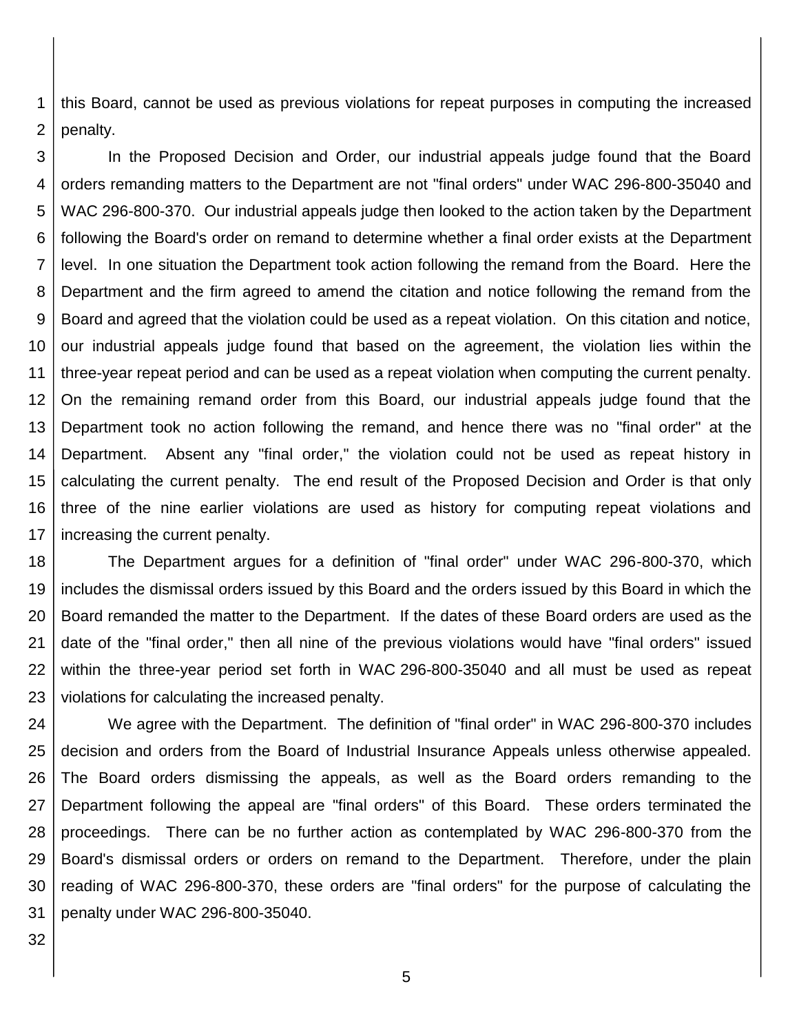this Board, cannot be used as previous violations for repeat purposes in computing the increased penalty.

In the Proposed Decision and Order, our industrial appeals judge found that the Board orders remanding matters to the Department are not "final orders" under WAC 296-800-35040 and WAC 296-800-370. Our industrial appeals judge then looked to the action taken by the Department following the Board's order on remand to determine whether a final order exists at the Department level. In one situation the Department took action following the remand from the Board. Here the Department and the firm agreed to amend the citation and notice following the remand from the Board and agreed that the violation could be used as a repeat violation. On this citation and notice, our industrial appeals judge found that based on the agreement, the violation lies within the three-year repeat period and can be used as a repeat violation when computing the current penalty. On the remaining remand order from this Board, our industrial appeals judge found that the Department took no action following the remand, and hence there was no "final order" at the Department. Absent any "final order," the violation could not be used as repeat history in calculating the current penalty. The end result of the Proposed Decision and Order is that only three of the nine earlier violations are used as history for computing repeat violations and increasing the current penalty.

The Department argues for a definition of "final order" under WAC 296-800-370, which includes the dismissal orders issued by this Board and the orders issued by this Board in which the Board remanded the matter to the Department. If the dates of these Board orders are used as the date of the "final order," then all nine of the previous violations would have "final orders" issued within the three-year period set forth in WAC 296-800-35040 and all must be used as repeat violations for calculating the increased penalty.

We agree with the Department. The definition of "final order" in WAC 296-800-370 includes decision and orders from the Board of Industrial Insurance Appeals unless otherwise appealed. The Board orders dismissing the appeals, as well as the Board orders remanding to the Department following the appeal are "final orders" of this Board. These orders terminated the proceedings. There can be no further action as contemplated by WAC 296-800-370 from the Board's dismissal orders or orders on remand to the Department. Therefore, under the plain reading of WAC 296-800-370, these orders are "final orders" for the purpose of calculating the penalty under WAC 296-800-35040.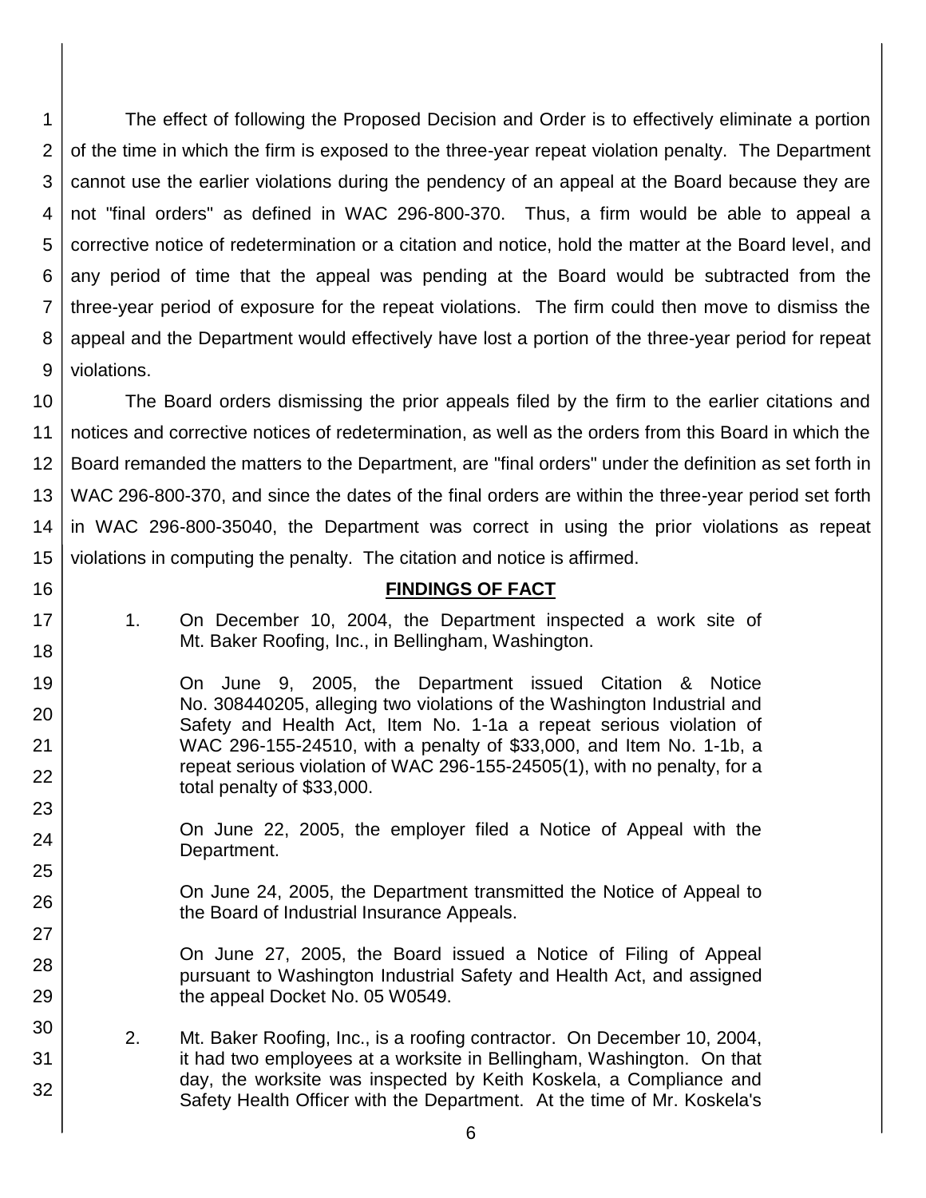The effect of following the Proposed Decision and Order is to effectively eliminate a portion of the time in which the firm is exposed to the three-year repeat violation penalty. The Department cannot use the earlier violations during the pendency of an appeal at the Board because they are not "final orders" as defined in WAC 296-800-370. Thus, a firm would be able to appeal a corrective notice of redetermination or a citation and notice, hold the matter at the Board level, and any period of time that the appeal was pending at the Board would be subtracted from the three-year period of exposure for the repeat violations. The firm could then move to dismiss the appeal and the Department would effectively have lost a portion of the three-year period for repeat violations.

The Board orders dismissing the prior appeals filed by the firm to the earlier citations and notices and corrective notices of redetermination, as well as the orders from this Board in which the Board remanded the matters to the Department, are "final orders" under the definition as set forth in WAC 296-800-370, and since the dates of the final orders are within the three-year period set forth in WAC 296-800-35040, the Department was correct in using the prior violations as repeat violations in computing the penalty. The citation and notice is affirmed.

## FINDINGS OF FACT

1. On December 10, 2004, the Department inspected a work site of Mt. Baker Roofing, Inc., in Bellingham, Washington.

   On June 9, 2005, the Department issued Citation & Notice No. 308440205, alleging two violations of the Washington Industrial and Safety and Health Act, Item No. 1-1a a repeat serious violation of WAC 296-155-24510, with a penalty of $33,000, and Item No. 1-1b, a repeat serious violation of WAC 296-155-24505(1), with no penalty, for a total penalty of $33,000.

   On June 22, 2005, the employer filed a Notice of Appeal with the Department.

   On June 24, 2005, the Department transmitted the Notice of Appeal to the Board of Industrial Insurance Appeals.

   On June 27, 2005, the Board issued a Notice of Filing of Appeal pursuant to Washington Industrial Safety and Health Act, and assigned the appeal Docket No. 05 W0549.

2. Mt. Baker Roofing, Inc., is a roofing contractor. On December 10, 2004, it had two employees at a worksite in Bellingham, Washington. On that day, the worksite was inspected by Keith Koskela, a Compliance and Safety Health Officer with the Department. At the time of Mr. Koskela's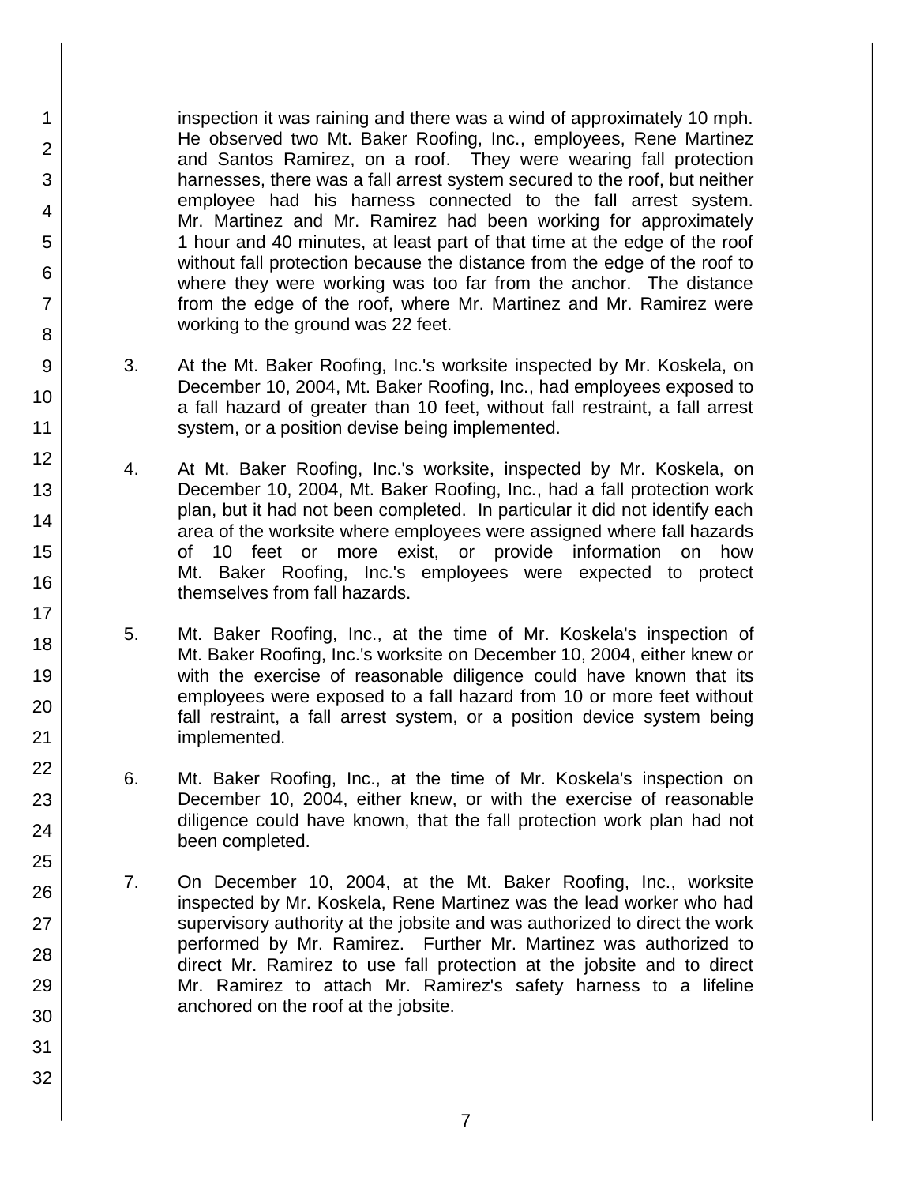inspection it was raining and there was a wind of approximately 10 mph. He observed two Mt. Baker Roofing, Inc., employees, Rene Martinez and Santos Ramirez, on a roof. They were wearing fall protection harnesses, there was a fall arrest system secured to the roof, but neither employee had his harness connected to the fall arrest system. Mr. Martinez and Mr. Ramirez had been working for approximately 1 hour and 40 minutes, at least part of that time at the edge of the roof without fall protection because the distance from the edge of the roof to where they were working was too far from the anchor. The distance from the edge of the roof, where Mr. Martinez and Mr. Ramirez were working to the ground was 22 feet.

3. At the Mt. Baker Roofing, Inc.'s worksite inspected by Mr. Koskela, on December 10, 2004, Mt. Baker Roofing, Inc., had employees exposed to a fall hazard of greater than 10 feet, without fall restraint, a fall arrest system, or a position devise being implemented.

4. At Mt. Baker Roofing, Inc.'s worksite, inspected by Mr. Koskela, on December 10, 2004, Mt. Baker Roofing, Inc., had a fall protection work plan, but it had not been completed. In particular it did not identify each area of the worksite where employees were assigned where fall hazards of 10 feet or more exist, or provide information on how Mt. Baker Roofing, Inc.'s employees were expected to protect themselves from fall hazards.

5. Mt. Baker Roofing, Inc., at the time of Mr. Koskela's inspection of Mt. Baker Roofing, Inc.'s worksite on December 10, 2004, either knew or with the exercise of reasonable diligence could have known that its employees were exposed to a fall hazard from 10 or more feet without fall restraint, a fall arrest system, or a position device system being implemented.

6. Mt. Baker Roofing, Inc., at the time of Mr. Koskela's inspection on December 10, 2004, either knew, or with the exercise of reasonable diligence could have known, that the fall protection work plan had not been completed.

7. On December 10, 2004, at the Mt. Baker Roofing, Inc., worksite inspected by Mr. Koskela, Rene Martinez was the lead worker who had supervisory authority at the jobsite and was authorized to direct the work performed by Mr. Ramirez. Further Mr. Martinez was authorized to direct Mr. Ramirez to use fall protection at the jobsite and to direct Mr. Ramirez to attach Mr. Ramirez's safety harness to a lifeline anchored on the roof at the jobsite.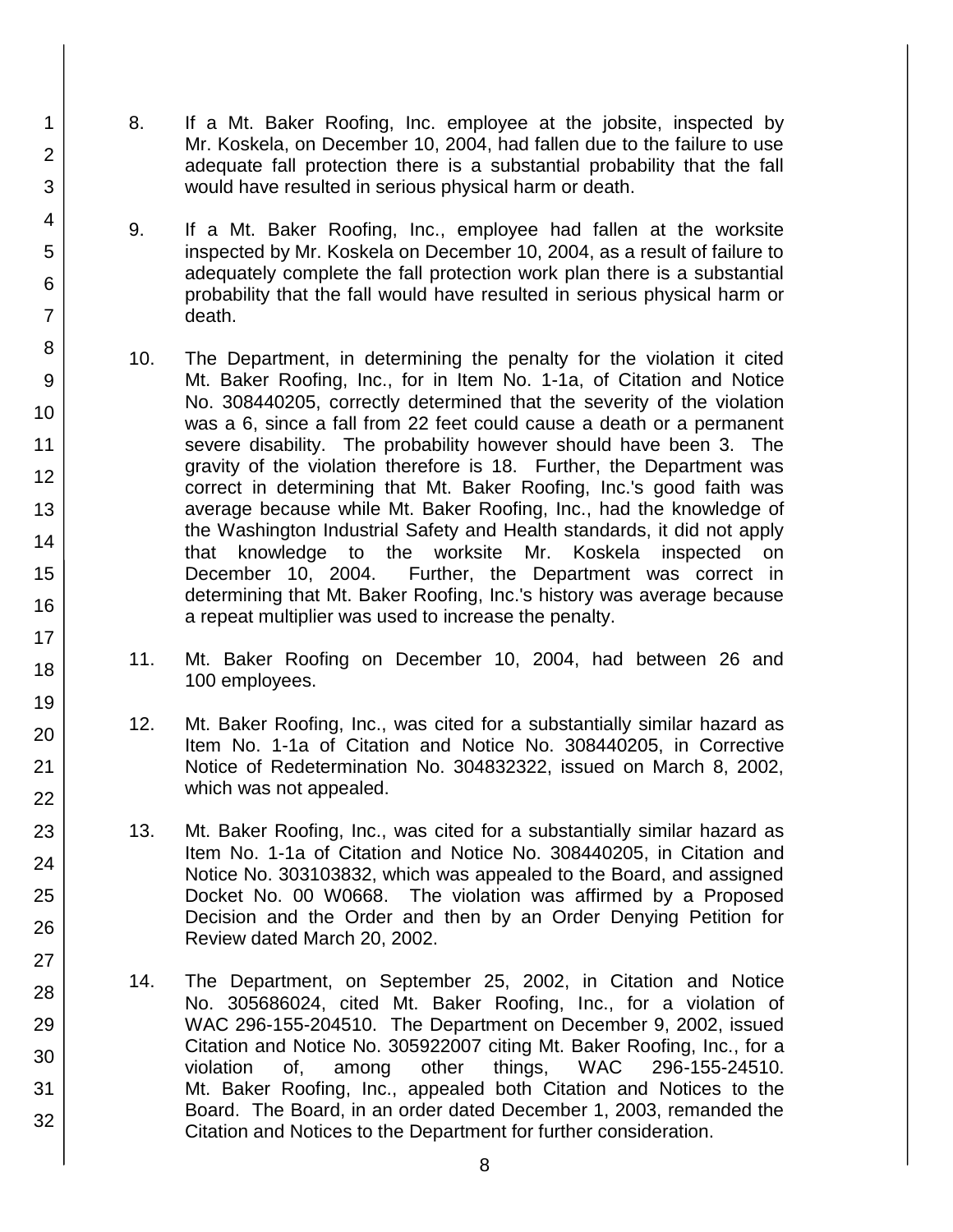8. If a Mt. Baker Roofing, Inc. employee at the jobsite, inspected by Mr. Koskela, on December 10, 2004, had fallen due to the failure to use adequate fall protection there is a substantial probability that the fall would have resulted in serious physical harm or death.

9. If a Mt. Baker Roofing, Inc., employee had fallen at the worksite inspected by Mr. Koskela on December 10, 2004, as a result of failure to adequately complete the fall protection work plan there is a substantial probability that the fall would have resulted in serious physical harm or death.

10. The Department, in determining the penalty for the violation it cited Mt. Baker Roofing, Inc., for in Item No. 1-1a, of Citation and Notice No. 308440205, correctly determined that the severity of the violation was a 6, since a fall from 22 feet could cause a death or a permanent severe disability. The probability however should have been 3. The gravity of the violation therefore is 18. Further, the Department was correct in determining that Mt. Baker Roofing, Inc.'s good faith was average because while Mt. Baker Roofing, Inc., had the knowledge of the Washington Industrial Safety and Health standards, it did not apply that knowledge to the worksite Mr. Koskela inspected on December 10, 2004. Further, the Department was correct in determining that Mt. Baker Roofing, Inc.'s history was average because a repeat multiplier was used to increase the penalty.

11. Mt. Baker Roofing on December 10, 2004, had between 26 and 100 employees.

12. Mt. Baker Roofing, Inc., was cited for a substantially similar hazard as Item No. 1-1a of Citation and Notice No. 308440205, in Corrective Notice of Redetermination No. 304832322, issued on March 8, 2002, which was not appealed.

13. Mt. Baker Roofing, Inc., was cited for a substantially similar hazard as Item No. 1-1a of Citation and Notice No. 308440205, in Citation and Notice No. 303103832, which was appealed to the Board, and assigned Docket No. 00 W0668. The violation was affirmed by a Proposed Decision and the Order and then by an Order Denying Petition for Review dated March 20, 2002.

14. The Department, on September 25, 2002, in Citation and Notice No. 305686024, cited Mt. Baker Roofing, Inc., for a violation of WAC 296-155-204510. The Department on December 9, 2002, issued Citation and Notice No. 305922007 citing Mt. Baker Roofing, Inc., for a violation of, among other things, WAC 296-155-24510. Mt. Baker Roofing, Inc., appealed both Citation and Notices to the Board. The Board, in an order dated December 1, 2003, remanded the Citation and Notices to the Department for further consideration.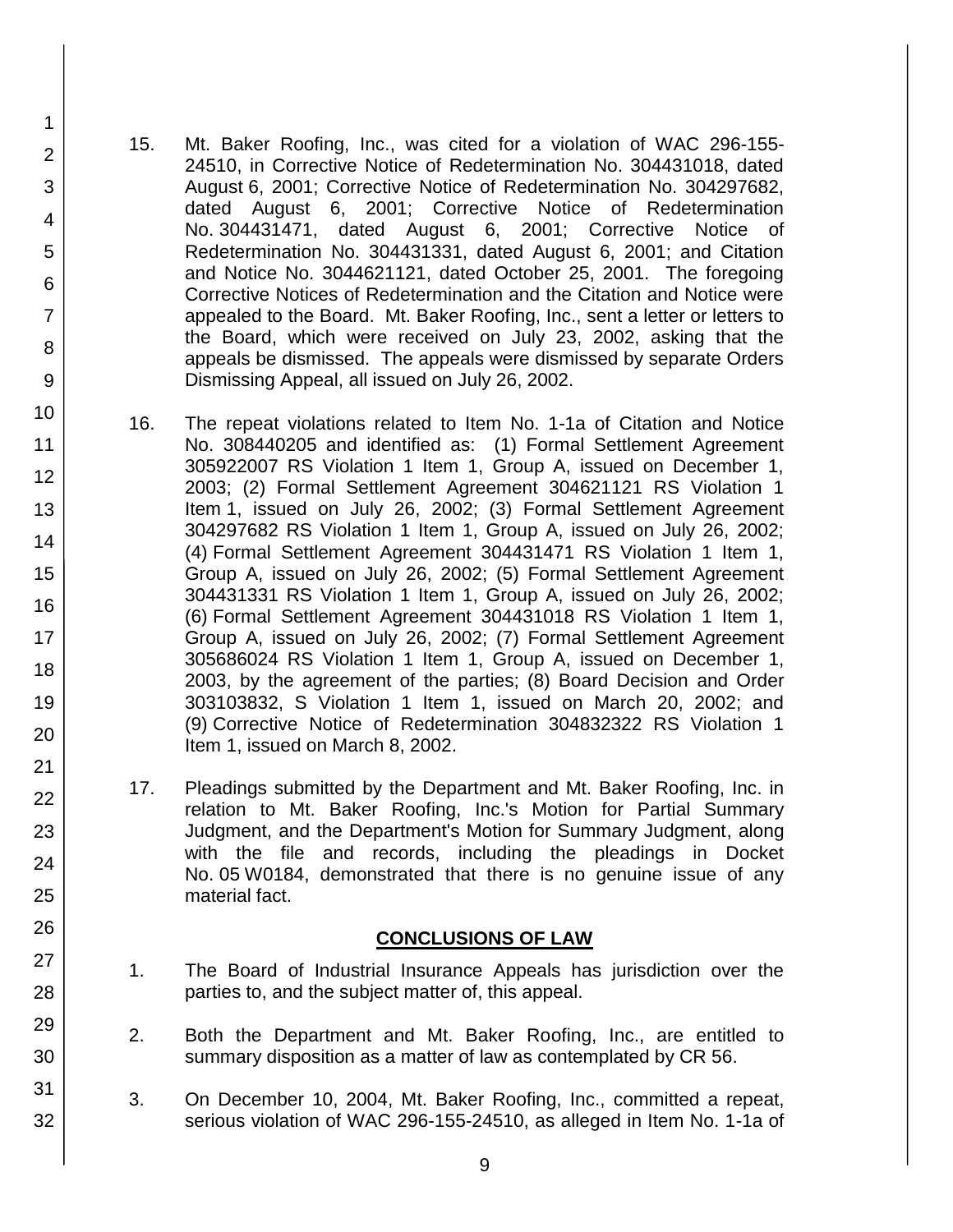15. Mt. Baker Roofing, Inc., was cited for a violation of WAC 296-155-24510, in Corrective Notice of Redetermination No. 304431018, dated August 6, 2001; Corrective Notice of Redetermination No. 304297682, dated August 6, 2001; Corrective Notice of Redetermination No. 304431471, dated August 6, 2001; Corrective Notice of Redetermination No. 304431331, dated August 6, 2001; and Citation and Notice No. 3044621121, dated October 25, 2001. The foregoing Corrective Notices of Redetermination and the Citation and Notice were appealed to the Board. Mt. Baker Roofing, Inc., sent a letter or letters to the Board, which were received on July 23, 2002, asking that the appeals be dismissed. The appeals were dismissed by separate Orders Dismissing Appeal, all issued on July 26, 2002.

16. The repeat violations related to Item No. 1-1a of Citation and Notice No. 308440205 and identified as: (1) Formal Settlement Agreement 305922007 RS Violation 1 Item 1, Group A, issued on December 1, 2003; (2) Formal Settlement Agreement 304621121 RS Violation 1 Item 1, issued on July 26, 2002; (3) Formal Settlement Agreement 304297682 RS Violation 1 Item 1, Group A, issued on July 26, 2002; (4) Formal Settlement Agreement 304431471 RS Violation 1 Item 1, Group A, issued on July 26, 2002; (5) Formal Settlement Agreement 304431331 RS Violation 1 Item 1, Group A, issued on July 26, 2002; (6) Formal Settlement Agreement 304431018 RS Violation 1 Item 1, Group A, issued on July 26, 2002; (7) Formal Settlement Agreement 305686024 RS Violation 1 Item 1, Group A, issued on December 1, 2003, by the agreement of the parties; (8) Board Decision and Order 303103832, S Violation 1 Item 1, issued on March 20, 2002; and (9) Corrective Notice of Redetermination 304832322 RS Violation 1 Item 1, issued on March 8, 2002.

17. Pleadings submitted by the Department and Mt. Baker Roofing, Inc. in relation to Mt. Baker Roofing, Inc.'s Motion for Partial Summary Judgment, and the Department's Motion for Summary Judgment, along with the file and records, including the pleadings in Docket No. 05 W0184, demonstrated that there is no genuine issue of any material fact.

## CONCLUSIONS OF LAW

1. The Board of Industrial Insurance Appeals has jurisdiction over the parties to, and the subject matter of, this appeal.

2. Both the Department and Mt. Baker Roofing, Inc., are entitled to summary disposition as a matter of law as contemplated by CR 56.

3. On December 10, 2004, Mt. Baker Roofing, Inc., committed a repeat, serious violation of WAC 296-155-24510, as alleged in Item No. 1-1a of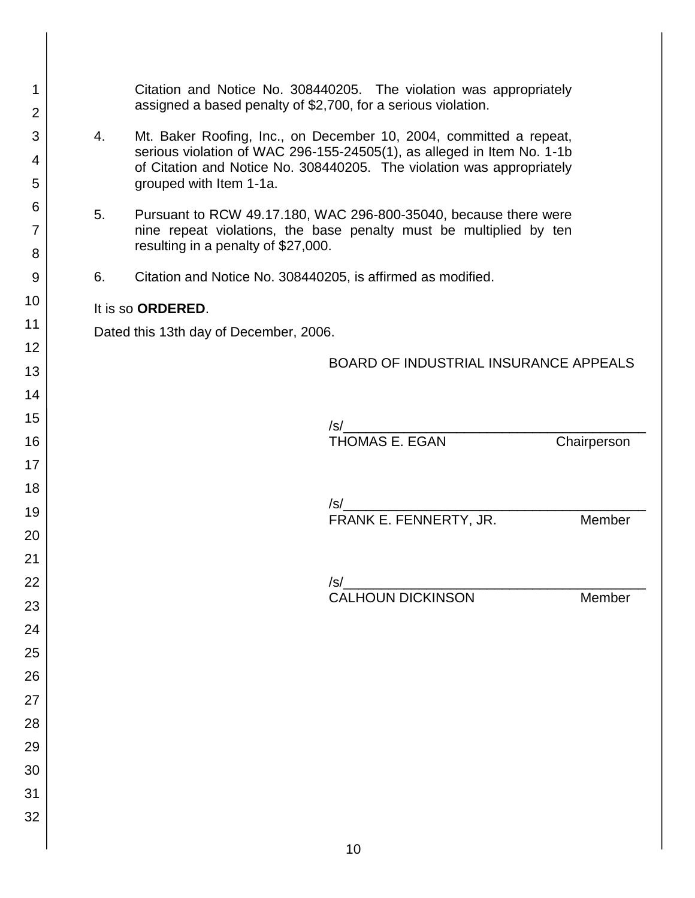Citation and Notice No. 308440205. The violation was appropriately assigned a based penalty of $2,700, for a serious violation.

4. Mt. Baker Roofing, Inc., on December 10, 2004, committed a repeat, serious violation of WAC 296-155-24505(1), as alleged in Item No. 1-1b of Citation and Notice No. 308440205. The violation was appropriately grouped with Item 1-1a.

5. Pursuant to RCW 49.17.180, WAC 296-800-35040, because there were nine repeat violations, the base penalty must be multiplied by ten resulting in a penalty of $27,000.

6. Citation and Notice No. 308440205, is affirmed as modified.

It is so **ORDERED**.

Dated this 13th day of December, 2006.

BOARD OF INDUSTRIAL INSURANCE APPEALS

/s/________________________________________
THOMAS E. EGAN Chairperson

/s/________________________________________
FRANK E. FENNERTY, JR. Member

/s/________________________________________
CALHOUN DICKINSON Member